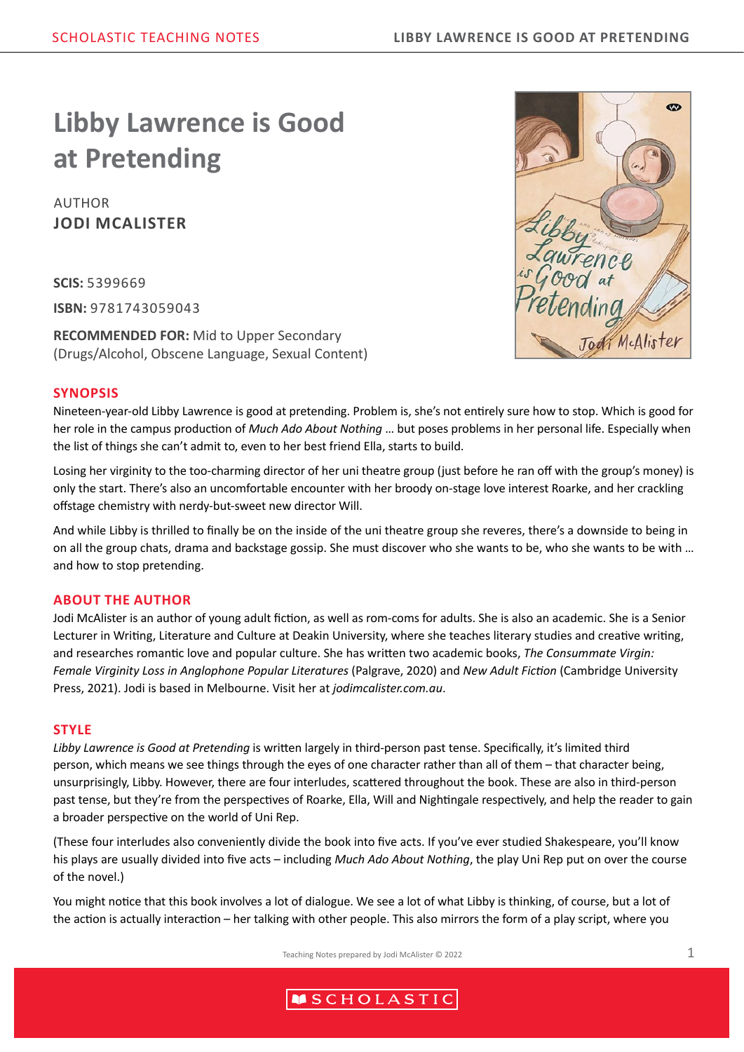# Libby Lawrence is Good at Pretending

AUTHOR
**JODI MCALISTER**

**SCIS:** 5399669

**ISBN:** 9781743059043

**RECOMMENDED FOR:** Mid to Upper Secondary (Drugs/Alcohol, Obscene Language, Sexual Content)

## SYNOPSIS

Nineteen-year-old Libby Lawrence is good at pretending. Problem is, she's not entirely sure how to stop. Which is good for her role in the campus production of *Much Ado About Nothing* … but poses problems in her personal life. Especially when the list of things she can't admit to, even to her best friend Ella, starts to build.

Losing her virginity to the too-charming director of her uni theatre group (just before he ran off with the group's money) is only the start. There's also an uncomfortable encounter with her broody on-stage love interest Roarke, and her crackling offstage chemistry with nerdy-but-sweet new director Will.

And while Libby is thrilled to finally be on the inside of the uni theatre group she reveres, there's a downside to being in on all the group chats, drama and backstage gossip. She must discover who she wants to be, who she wants to be with … and how to stop pretending.

## ABOUT THE AUTHOR

Jodi McAlister is an author of young adult fiction, as well as rom-coms for adults. She is also an academic. She is a Senior Lecturer in Writing, Literature and Culture at Deakin University, where she teaches literary studies and creative writing, and researches romantic love and popular culture. She has written two academic books, *The Consummate Virgin: Female Virginity Loss in Anglophone Popular Literatures* (Palgrave, 2020) and *New Adult Fiction* (Cambridge University Press, 2021). Jodi is based in Melbourne. Visit her at *jodimcalister.com.au*.

## STYLE

*Libby Lawrence is Good at Pretending* is written largely in third-person past tense. Specifically, it's limited third person, which means we see things through the eyes of one character rather than all of them – that character being, unsurprisingly, Libby. However, there are four interludes, scattered throughout the book. These are also in third-person past tense, but they're from the perspectives of Roarke, Ella, Will and Nightingale respectively, and help the reader to gain a broader perspective on the world of Uni Rep.

(These four interludes also conveniently divide the book into five acts. If you've ever studied Shakespeare, you'll know his plays are usually divided into five acts – including *Much Ado About Nothing*, the play Uni Rep put on over the course of the novel.)

You might notice that this book involves a lot of dialogue. We see a lot of what Libby is thinking, of course, but a lot of the action is actually interaction – her talking with other people. This also mirrors the form of a play script, where you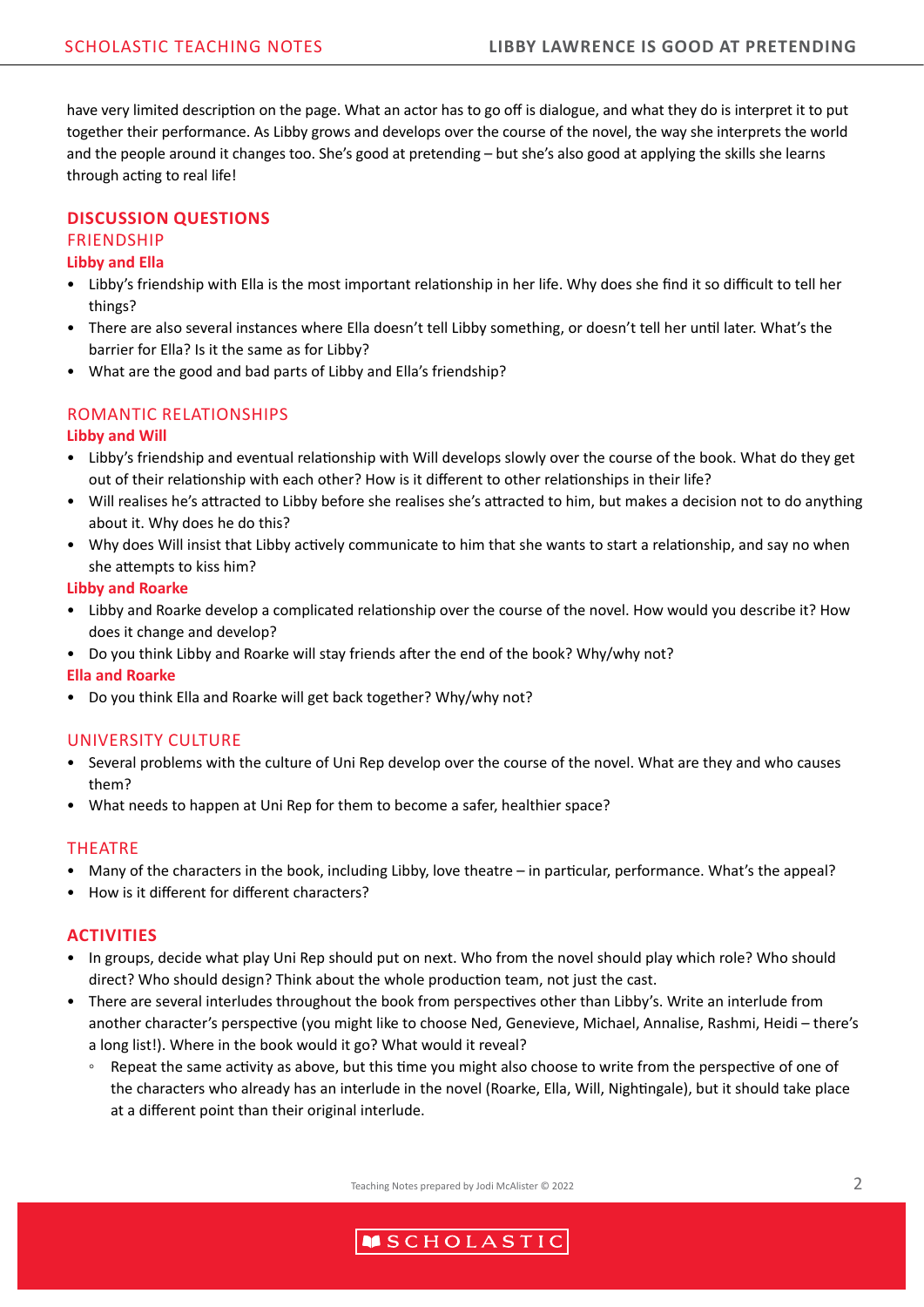have very limited description on the page. What an actor has to go off is dialogue, and what they do is interpret it to put together their performance. As Libby grows and develops over the course of the novel, the way she interprets the world and the people around it changes too. She's good at pretending – but she's also good at applying the skills she learns through acting to real life!

## DISCUSSION QUESTIONS

### FRIENDSHIP

#### Libby and Ella

- Libby's friendship with Ella is the most important relationship in her life. Why does she find it so difficult to tell her things?
- There are also several instances where Ella doesn't tell Libby something, or doesn't tell her until later. What's the barrier for Ella? Is it the same as for Libby?
- What are the good and bad parts of Libby and Ella's friendship?

### ROMANTIC RELATIONSHIPS

#### Libby and Will

- Libby's friendship and eventual relationship with Will develops slowly over the course of the book. What do they get out of their relationship with each other? How is it different to other relationships in their life?
- Will realises he's attracted to Libby before she realises she's attracted to him, but makes a decision not to do anything about it. Why does he do this?
- Why does Will insist that Libby actively communicate to him that she wants to start a relationship, and say no when she attempts to kiss him?

#### Libby and Roarke

- Libby and Roarke develop a complicated relationship over the course of the novel. How would you describe it? How does it change and develop?
- Do you think Libby and Roarke will stay friends after the end of the book? Why/why not?

#### Ella and Roarke

- Do you think Ella and Roarke will get back together? Why/why not?

### UNIVERSITY CULTURE

- Several problems with the culture of Uni Rep develop over the course of the novel. What are they and who causes them?
- What needs to happen at Uni Rep for them to become a safer, healthier space?

### THEATRE

- Many of the characters in the book, including Libby, love theatre – in particular, performance. What's the appeal?
- How is it different for different characters?

## ACTIVITIES

- In groups, decide what play Uni Rep should put on next. Who from the novel should play which role? Who should direct? Who should design? Think about the whole production team, not just the cast.
- There are several interludes throughout the book from perspectives other than Libby's. Write an interlude from another character's perspective (you might like to choose Ned, Genevieve, Michael, Annalise, Rashmi, Heidi – there's a long list!). Where in the book would it go? What would it reveal?
    - Repeat the same activity as above, but this time you might also choose to write from the perspective of one of the characters who already has an interlude in the novel (Roarke, Ella, Will, Nightingale), but it should take place at a different point than their original interlude.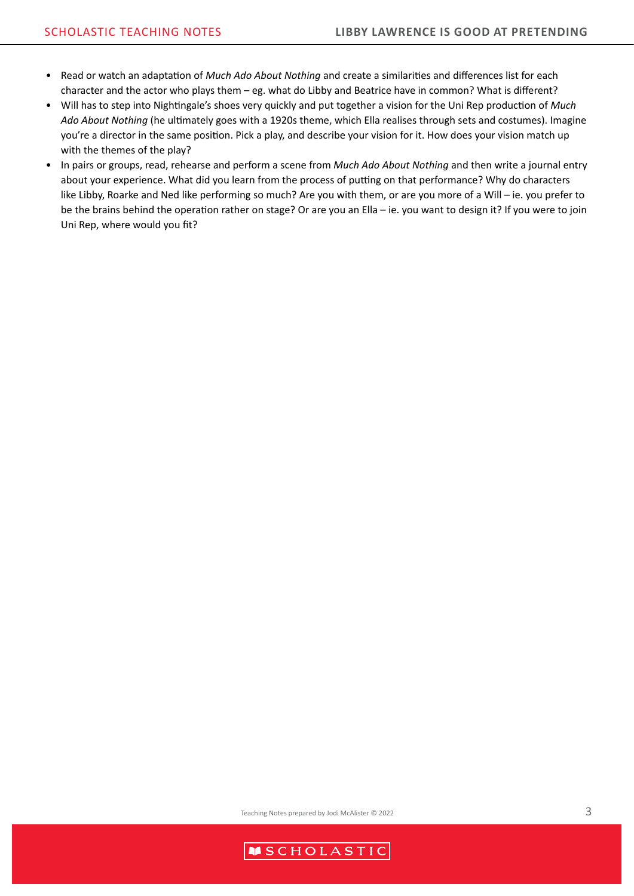- Read or watch an adaptation of *Much Ado About Nothing* and create a similarities and differences list for each character and the actor who plays them – eg. what do Libby and Beatrice have in common? What is different?
- Will has to step into Nightingale's shoes very quickly and put together a vision for the Uni Rep production of *Much Ado About Nothing* (he ultimately goes with a 1920s theme, which Ella realises through sets and costumes). Imagine you're a director in the same position. Pick a play, and describe your vision for it. How does your vision match up with the themes of the play?
- In pairs or groups, read, rehearse and perform a scene from *Much Ado About Nothing* and then write a journal entry about your experience. What did you learn from the process of putting on that performance? Why do characters like Libby, Roarke and Ned like performing so much? Are you with them, or are you more of a Will – ie. you prefer to be the brains behind the operation rather on stage? Or are you an Ella – ie. you want to design it? If you were to join Uni Rep, where would you fit?

Teaching Notes prepared by Jodi McAlister © 2022